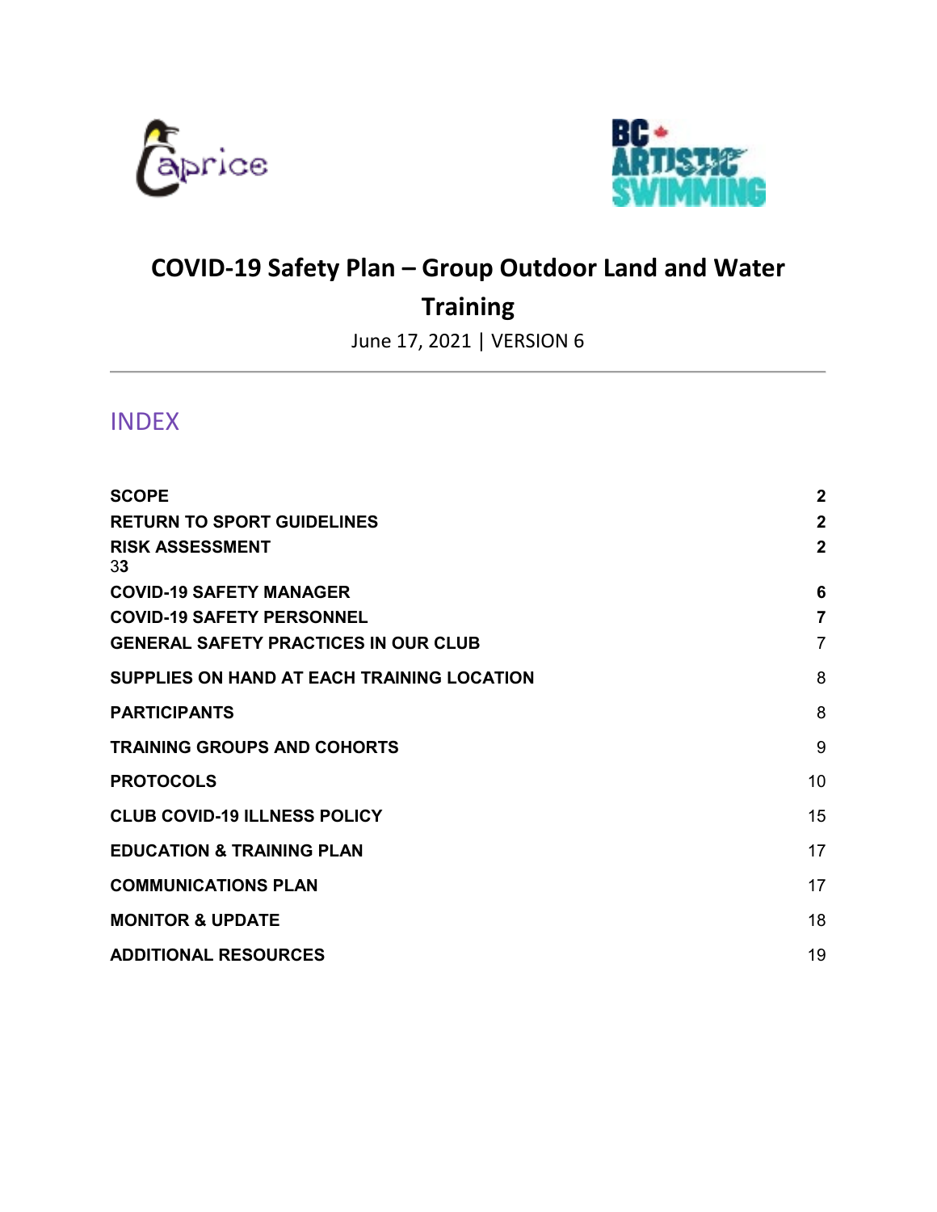# COVID-19 Safety Plan – Group Outdoor Land and Water Training

June 17, 2021 | VERSION 6

## INDEX

| | |
|---|---|
| **SCOPE** | **2** |
| **RETURN TO SPORT GUIDELINES** | **2** |
| **RISK ASSESSMENT** | **2** |
| 33 | |
| **COVID-19 SAFETY MANAGER** | **6** |
| **COVID-19 SAFETY PERSONNEL** | **7** |
| **GENERAL SAFETY PRACTICES IN OUR CLUB** | 7 |
| **SUPPLIES ON HAND AT EACH TRAINING LOCATION** | 8 |
| **PARTICIPANTS** | 8 |
| **TRAINING GROUPS AND COHORTS** | 9 |
| **PROTOCOLS** | 10 |
| **CLUB COVID-19 ILLNESS POLICY** | 15 |
| **EDUCATION & TRAINING PLAN** | 17 |
| **COMMUNICATIONS PLAN** | 17 |
| **MONITOR & UPDATE** | 18 |
| **ADDITIONAL RESOURCES** | 19 |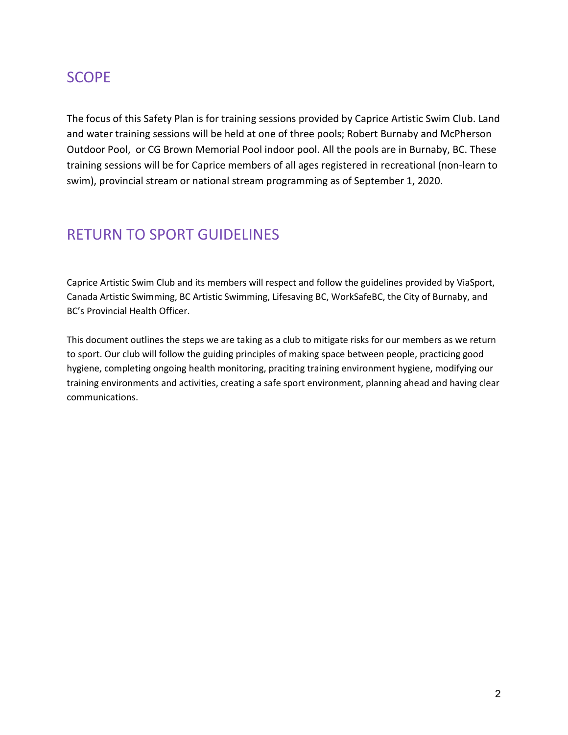## SCOPE

The focus of this Safety Plan is for training sessions provided by Caprice Artistic Swim Club. Land and water training sessions will be held at one of three pools; Robert Burnaby and McPherson Outdoor Pool,  or CG Brown Memorial Pool indoor pool. All the pools are in Burnaby, BC. These training sessions will be for Caprice members of all ages registered in recreational (non-learn to swim), provincial stream or national stream programming as of September 1, 2020.

## RETURN TO SPORT GUIDELINES

Caprice Artistic Swim Club and its members will respect and follow the guidelines provided by ViaSport, Canada Artistic Swimming, BC Artistic Swimming, Lifesaving BC, WorkSafeBC, the City of Burnaby, and BC's Provincial Health Officer.

This document outlines the steps we are taking as a club to mitigate risks for our members as we return to sport. Our club will follow the guiding principles of making space between people, practicing good hygiene, completing ongoing health monitoring, praciting training environment hygiene, modifying our training environments and activities, creating a safe sport environment, planning ahead and having clear communications.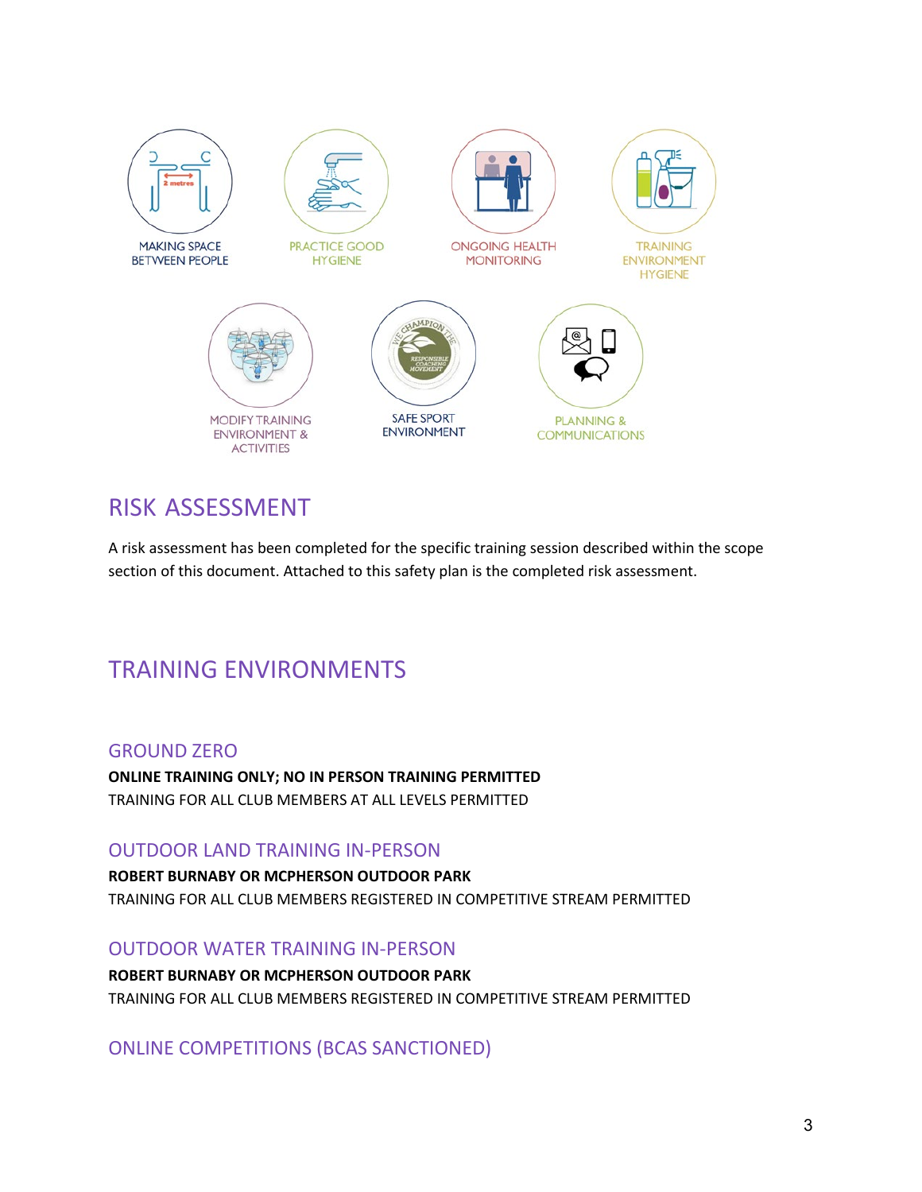MAKING SPACE BETWEEN PEOPLE

PRACTICE GOOD HYGIENE

ONGOING HEALTH MONITORING

TRAINING ENVIRONMENT HYGIENE

MODIFY TRAINING ENVIRONMENT & ACTIVITIES

SAFE SPORT ENVIRONMENT

PLANNING & COMMUNICATIONS

# RISK ASSESSMENT

A risk assessment has been completed for the specific training session described within the scope section of this document. Attached to this safety plan is the completed risk assessment.

# TRAINING ENVIRONMENTS

## GROUND ZERO

**ONLINE TRAINING ONLY; NO IN PERSON TRAINING PERMITTED**

TRAINING FOR ALL CLUB MEMBERS AT ALL LEVELS PERMITTED

## OUTDOOR LAND TRAINING IN-PERSON

**ROBERT BURNABY OR MCPHERSON OUTDOOR PARK**

TRAINING FOR ALL CLUB MEMBERS REGISTERED IN COMPETITIVE STREAM PERMITTED

## OUTDOOR WATER TRAINING IN-PERSON

**ROBERT BURNABY OR MCPHERSON OUTDOOR PARK**

TRAINING FOR ALL CLUB MEMBERS REGISTERED IN COMPETITIVE STREAM PERMITTED

## ONLINE COMPETITIONS (BCAS SANCTIONED)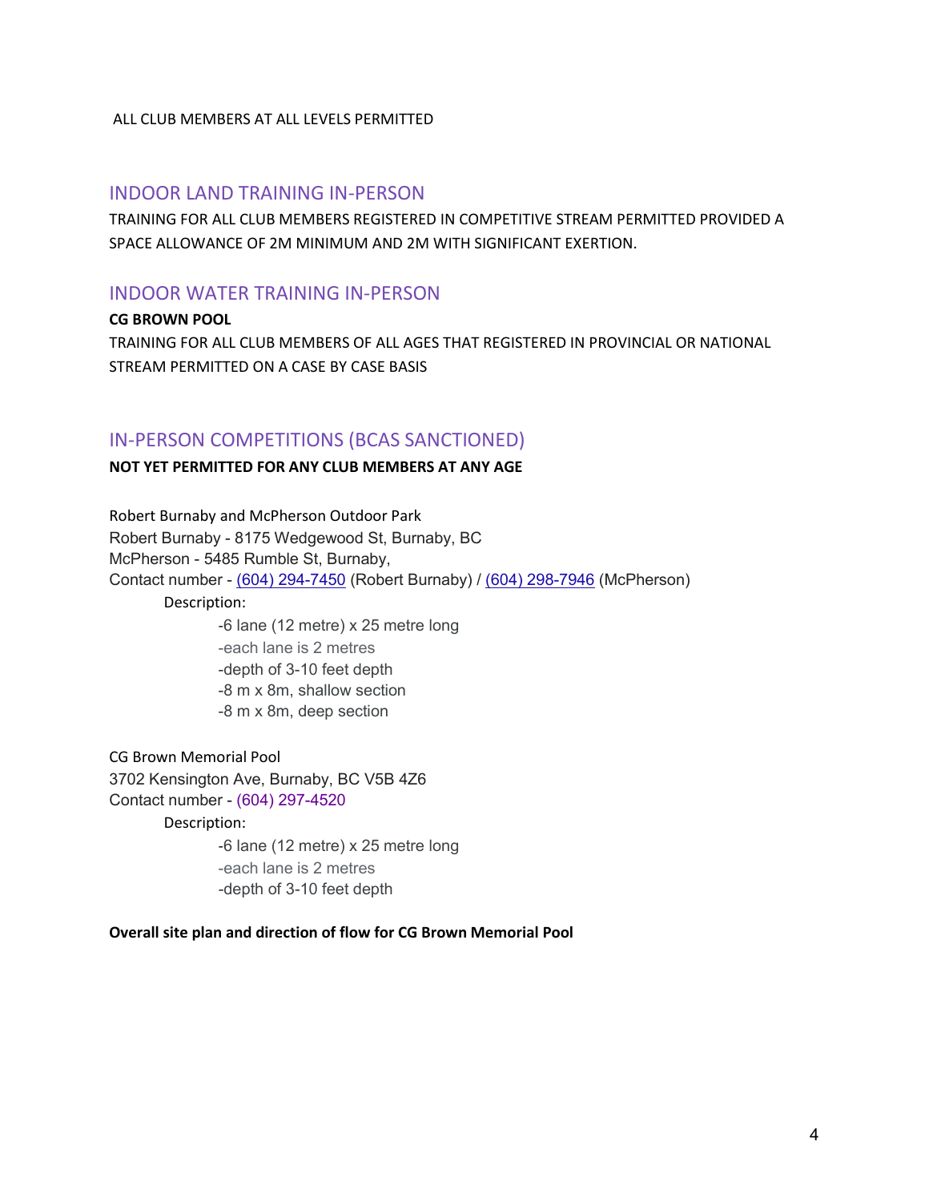ALL CLUB MEMBERS AT ALL LEVELS PERMITTED

## INDOOR LAND TRAINING IN-PERSON

TRAINING FOR ALL CLUB MEMBERS REGISTERED IN COMPETITIVE STREAM PERMITTED PROVIDED A SPACE ALLOWANCE OF 2M MINIMUM AND 2M WITH SIGNIFICANT EXERTION.

## INDOOR WATER TRAINING IN-PERSON

**CG BROWN POOL**

TRAINING FOR ALL CLUB MEMBERS OF ALL AGES THAT REGISTERED IN PROVINCIAL OR NATIONAL STREAM PERMITTED ON A CASE BY CASE BASIS

## IN-PERSON COMPETITIONS (BCAS SANCTIONED)

**NOT YET PERMITTED FOR ANY CLUB MEMBERS AT ANY AGE**

Robert Burnaby and McPherson Outdoor Park
Robert Burnaby - 8175 Wedgewood St, Burnaby, BC
McPherson - 5485 Rumble St, Burnaby,
Contact number - (604) 294-7450 (Robert Burnaby) / (604) 298-7946 (McPherson)

Description:

- -6 lane (12 metre) x 25 metre long
- -each lane is 2 metres
- -depth of 3-10 feet depth
- -8 m x 8m, shallow section
- -8 m x 8m, deep section

CG Brown Memorial Pool
3702 Kensington Ave, Burnaby, BC V5B 4Z6
Contact number - (604) 297-4520

Description:

- -6 lane (12 metre) x 25 metre long
- -each lane is 2 metres
- -depth of 3-10 feet depth

**Overall site plan and direction of flow for CG Brown Memorial Pool**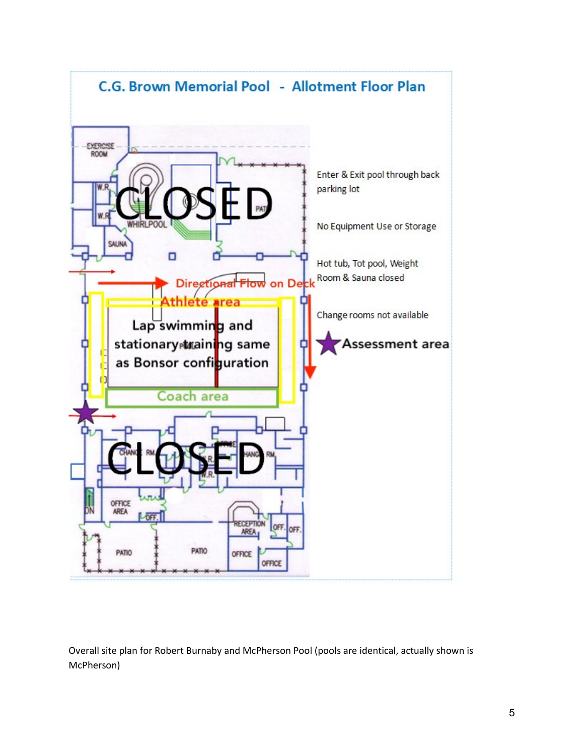## C.G. Brown Memorial Pool - Allotment Floor Plan

CLOSED

Directional Flow on Deck

Athlete area

Lap swimming and stationary training same as Bonsor configuration

Coach area

CLOSED

Enter & Exit pool through back parking lot

No Equipment Use or Storage

Hot tub, Tot pool, Weight Room & Sauna closed

Change rooms not available

★ Assessment area

Overall site plan for Robert Burnaby and McPherson Pool (pools are identical, actually shown is McPherson)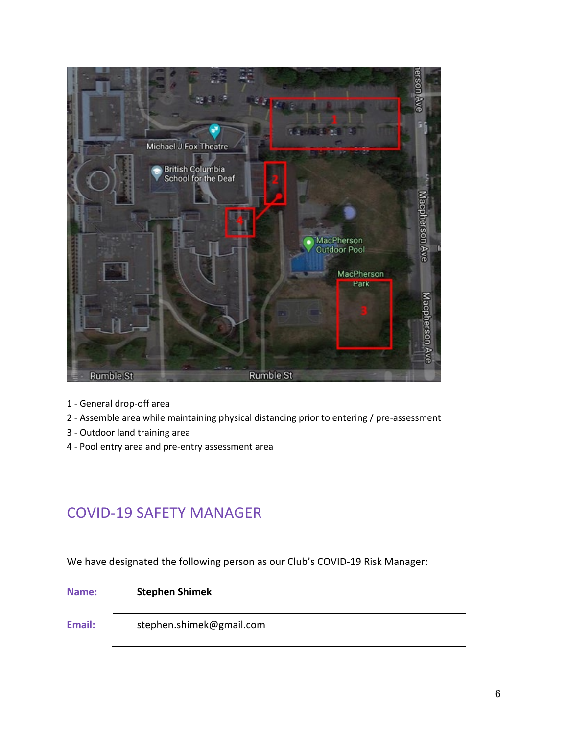1 - General drop-off area
2 - Assemble area while maintaining physical distancing prior to entering / pre-assessment
3 - Outdoor land training area
4 - Pool entry area and pre-entry assessment area

## COVID-19 SAFETY MANAGER

We have designated the following person as our Club's COVID-19 Risk Manager:

**Name:** **Stephen Shimek**

**Email:** stephen.shimek@gmail.com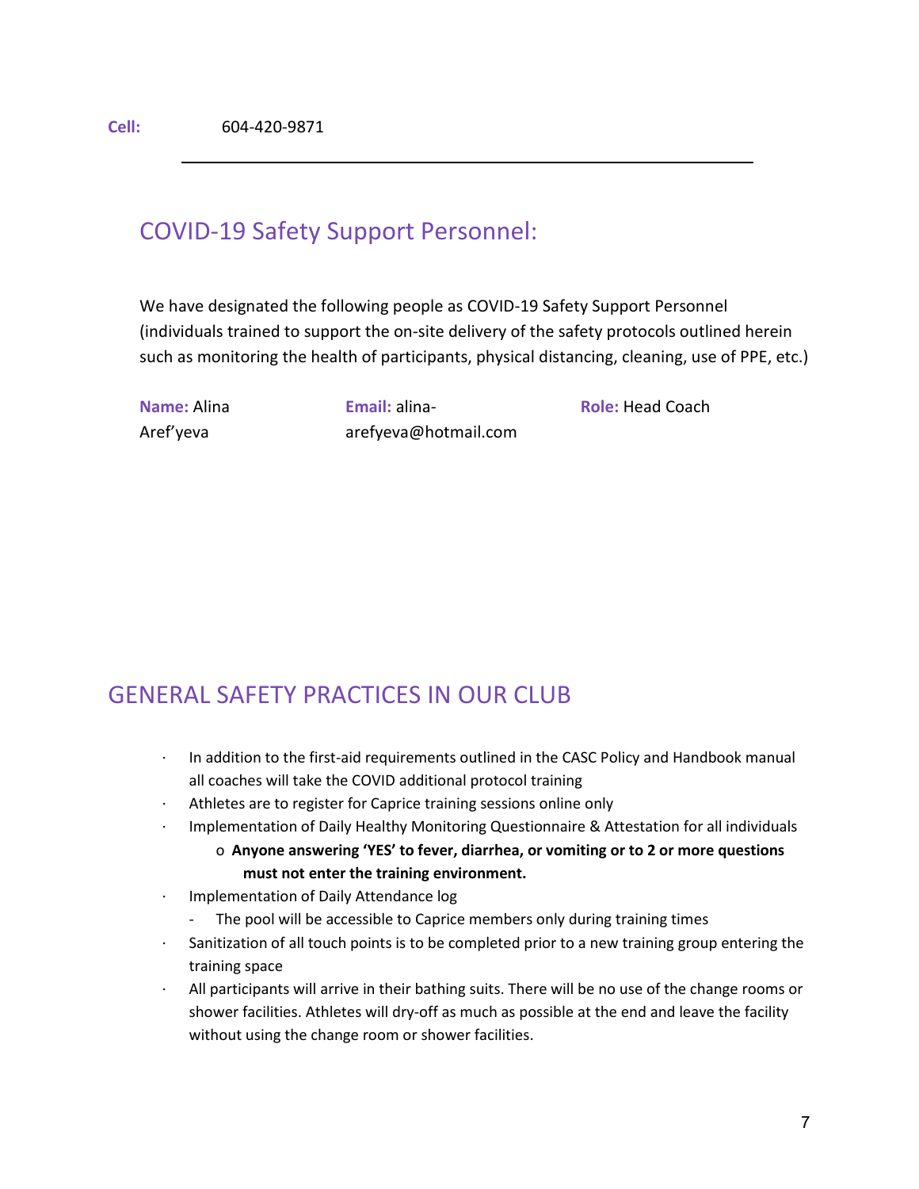**Cell:** 604-420-9871

---

## COVID-19 Safety Support Personnel:

We have designated the following people as COVID-19 Safety Support Personnel (individuals trained to support the on-site delivery of the safety protocols outlined herein such as monitoring the health of participants, physical distancing, cleaning, use of PPE, etc.)

**Name:** Alina Aref'yeva **Email:** alina-arefyeva@hotmail.com **Role:** Head Coach

## GENERAL SAFETY PRACTICES IN OUR CLUB

- In addition to the first-aid requirements outlined in the CASC Policy and Handbook manual all coaches will take the COVID additional protocol training
- Athletes are to register for Caprice training sessions online only
- Implementation of Daily Healthy Monitoring Questionnaire & Attestation for all individuals
  - **Anyone answering 'YES' to fever, diarrhea, or vomiting or to 2 or more questions must not enter the training environment.**
- Implementation of Daily Attendance log
  - The pool will be accessible to Caprice members only during training times
- Sanitization of all touch points is to be completed prior to a new training group entering the training space
- All participants will arrive in their bathing suits. There will be no use of the change rooms or shower facilities. Athletes will dry-off as much as possible at the end and leave the facility without using the change room or shower facilities.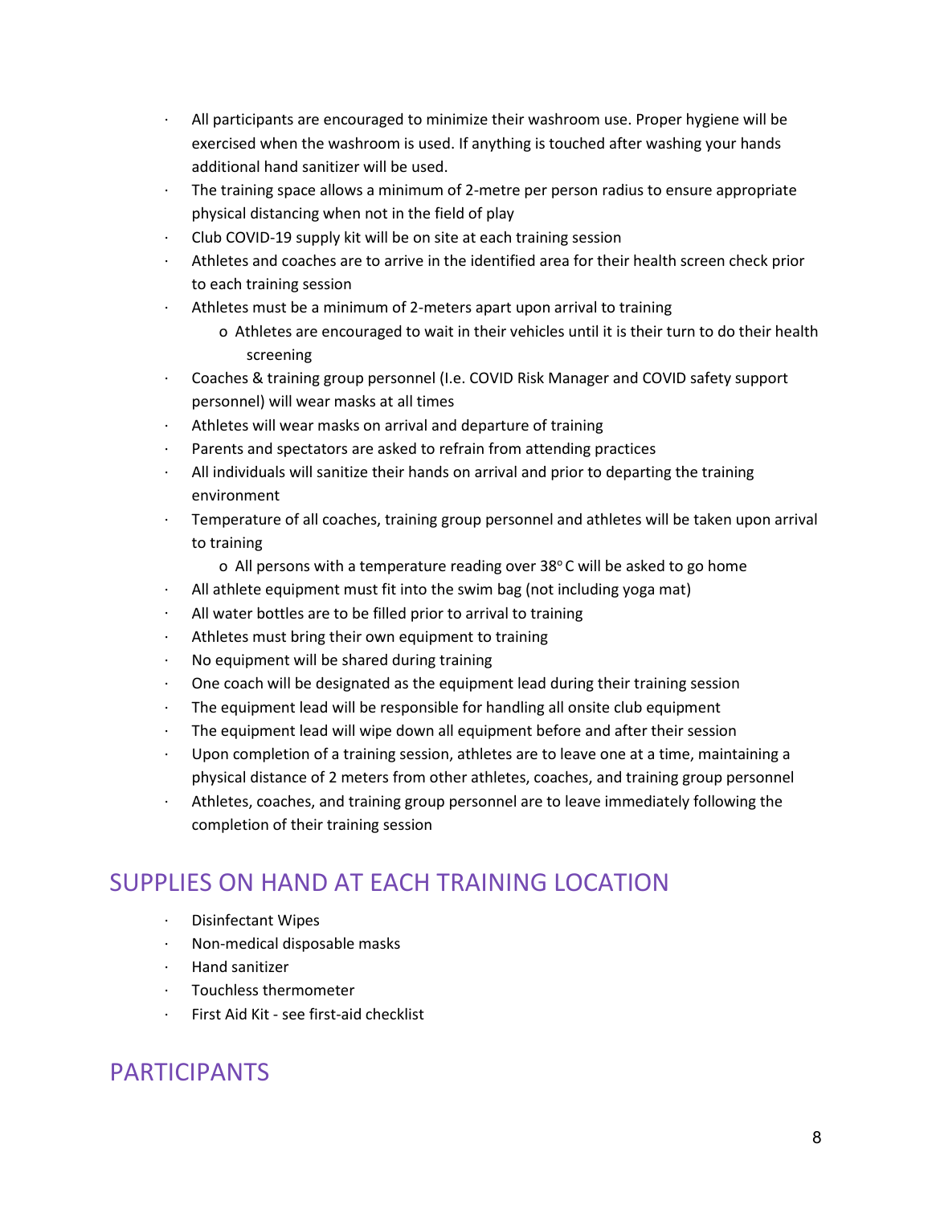- All participants are encouraged to minimize their washroom use. Proper hygiene will be exercised when the washroom is used. If anything is touched after washing your hands additional hand sanitizer will be used.
- The training space allows a minimum of 2-metre per person radius to ensure appropriate physical distancing when not in the field of play
- Club COVID-19 supply kit will be on site at each training session
- Athletes and coaches are to arrive in the identified area for their health screen check prior to each training session
- Athletes must be a minimum of 2-meters apart upon arrival to training
  - Athletes are encouraged to wait in their vehicles until it is their turn to do their health screening
- Coaches & training group personnel (I.e. COVID Risk Manager and COVID safety support personnel) will wear masks at all times
- Athletes will wear masks on arrival and departure of training
- Parents and spectators are asked to refrain from attending practices
- All individuals will sanitize their hands on arrival and prior to departing the training environment
- Temperature of all coaches, training group personnel and athletes will be taken upon arrival to training
  - All persons with a temperature reading over 38°C will be asked to go home
- All athlete equipment must fit into the swim bag (not including yoga mat)
- All water bottles are to be filled prior to arrival to training
- Athletes must bring their own equipment to training
- No equipment will be shared during training
- One coach will be designated as the equipment lead during their training session
- The equipment lead will be responsible for handling all onsite club equipment
- The equipment lead will wipe down all equipment before and after their session
- Upon completion of a training session, athletes are to leave one at a time, maintaining a physical distance of 2 meters from other athletes, coaches, and training group personnel
- Athletes, coaches, and training group personnel are to leave immediately following the completion of their training session

## SUPPLIES ON HAND AT EACH TRAINING LOCATION

- Disinfectant Wipes
- Non-medical disposable masks
- Hand sanitizer
- Touchless thermometer
- First Aid Kit - see first-aid checklist

## PARTICIPANTS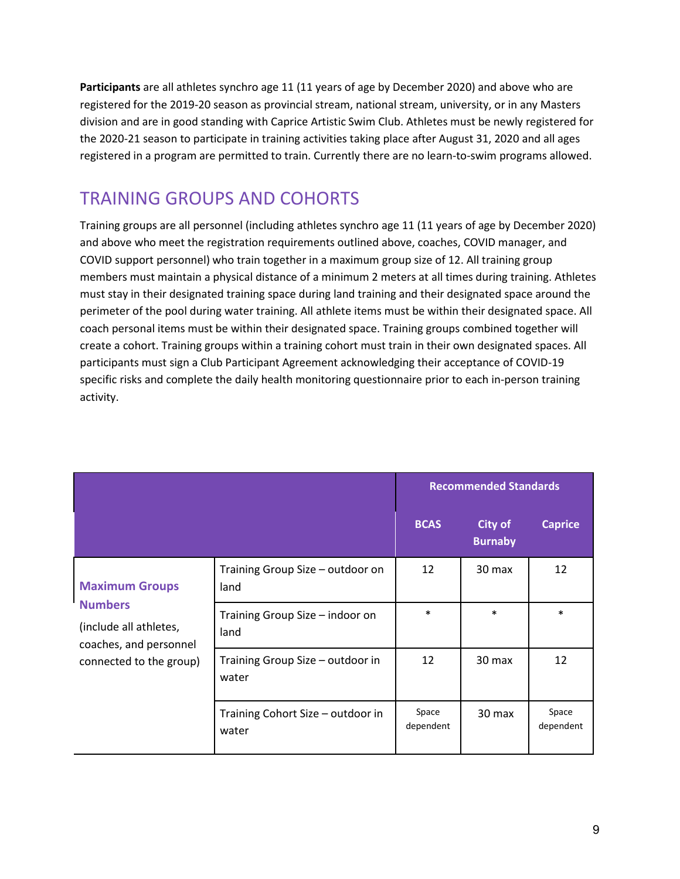**Participants** are all athletes synchro age 11 (11 years of age by December 2020) and above who are registered for the 2019-20 season as provincial stream, national stream, university, or in any Masters division and are in good standing with Caprice Artistic Swim Club. Athletes must be newly registered for the 2020-21 season to participate in training activities taking place after August 31, 2020 and all ages registered in a program are permitted to train. Currently there are no learn-to-swim programs allowed.

## TRAINING GROUPS AND COHORTS

Training groups are all personnel (including athletes synchro age 11 (11 years of age by December 2020) and above who meet the registration requirements outlined above, coaches, COVID manager, and COVID support personnel) who train together in a maximum group size of 12. All training group members must maintain a physical distance of a minimum 2 meters at all times during training. Athletes must stay in their designated training space during land training and their designated space around the perimeter of the pool during water training. All athlete items must be within their designated space. All coach personal items must be within their designated space. Training groups combined together will create a cohort. Training groups within a training cohort must train in their own designated spaces. All participants must sign a Club Participant Agreement acknowledging their acceptance of COVID-19 specific risks and complete the daily health monitoring questionnaire prior to each in-person training activity.

| | | Recommended Standards | | |
|---|---|---|---|---|
| | | BCAS | City of Burnaby | Caprice |
| **Maximum Groups Numbers** (include all athletes, coaches, and personnel connected to the group) | Training Group Size – outdoor on land | 12 | 30 max | 12 |
| | Training Group Size – indoor on land | * | * | * |
| | Training Group Size – outdoor in water | 12 | 30 max | 12 |
| | Training Cohort Size – outdoor in water | Space dependent | 30 max | Space dependent |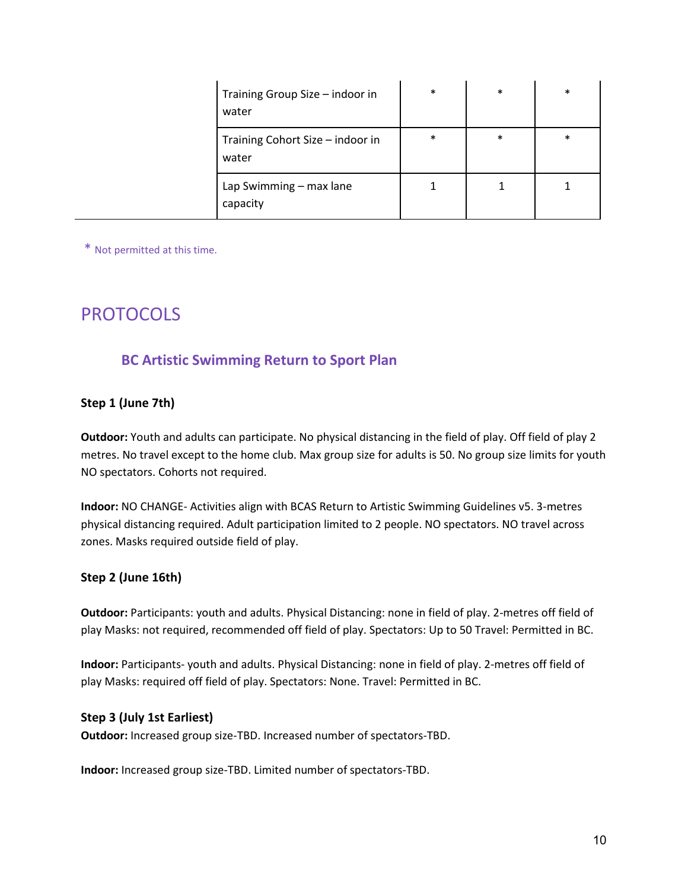| | | | | |
|---|---|---|---|---|
| | Training Group Size – indoor in water | * | * | * |
| | Training Cohort Size – indoor in water | * | * | * |
| | Lap Swimming – max lane capacity | 1 | 1 | 1 |

\* Not permitted at this time.

# PROTOCOLS

## BC Artistic Swimming Return to Sport Plan

**Step 1 (June 7th)**

**Outdoor:** Youth and adults can participate. No physical distancing in the field of play. Off field of play 2 metres. No travel except to the home club. Max group size for adults is 50. No group size limits for youth NO spectators. Cohorts not required.

**Indoor:** NO CHANGE- Activities align with BCAS Return to Artistic Swimming Guidelines v5. 3-metres physical distancing required. Adult participation limited to 2 people. NO spectators. NO travel across zones. Masks required outside field of play.

**Step 2 (June 16th)**

**Outdoor:** Participants: youth and adults. Physical Distancing: none in field of play. 2-metres off field of play Masks: not required, recommended off field of play. Spectators: Up to 50 Travel: Permitted in BC.

**Indoor:** Participants- youth and adults. Physical Distancing: none in field of play. 2-metres off field of play Masks: required off field of play. Spectators: None. Travel: Permitted in BC.

**Step 3 (July 1st Earliest)**

**Outdoor:** Increased group size-TBD. Increased number of spectators-TBD.

**Indoor:** Increased group size-TBD. Limited number of spectators-TBD.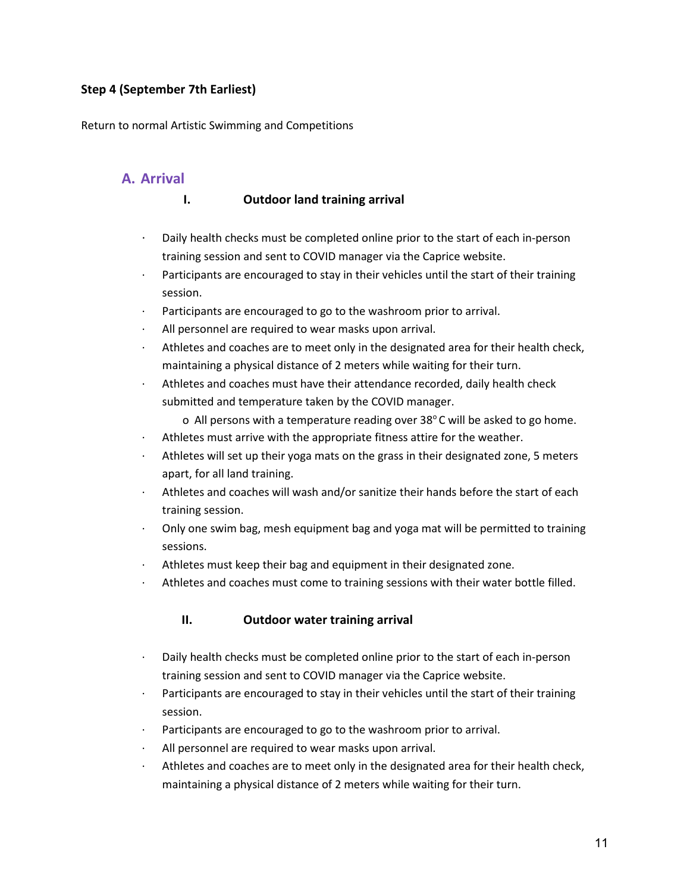**Step 4 (September 7th Earliest)**

Return to normal Artistic Swimming and Competitions

## A. Arrival

### I. Outdoor land training arrival

- Daily health checks must be completed online prior to the start of each in-person training session and sent to COVID manager via the Caprice website.
- Participants are encouraged to stay in their vehicles until the start of their training session.
- Participants are encouraged to go to the washroom prior to arrival.
- All personnel are required to wear masks upon arrival.
- Athletes and coaches are to meet only in the designated area for their health check, maintaining a physical distance of 2 meters while waiting for their turn.
- Athletes and coaches must have their attendance recorded, daily health check submitted and temperature taken by the COVID manager.
  - All persons with a temperature reading over 38°C will be asked to go home.
- Athletes must arrive with the appropriate fitness attire for the weather.
- Athletes will set up their yoga mats on the grass in their designated zone, 5 meters apart, for all land training.
- Athletes and coaches will wash and/or sanitize their hands before the start of each training session.
- Only one swim bag, mesh equipment bag and yoga mat will be permitted to training sessions.
- Athletes must keep their bag and equipment in their designated zone.
- Athletes and coaches must come to training sessions with their water bottle filled.

### II. Outdoor water training arrival

- Daily health checks must be completed online prior to the start of each in-person training session and sent to COVID manager via the Caprice website.
- Participants are encouraged to stay in their vehicles until the start of their training session.
- Participants are encouraged to go to the washroom prior to arrival.
- All personnel are required to wear masks upon arrival.
- Athletes and coaches are to meet only in the designated area for their health check, maintaining a physical distance of 2 meters while waiting for their turn.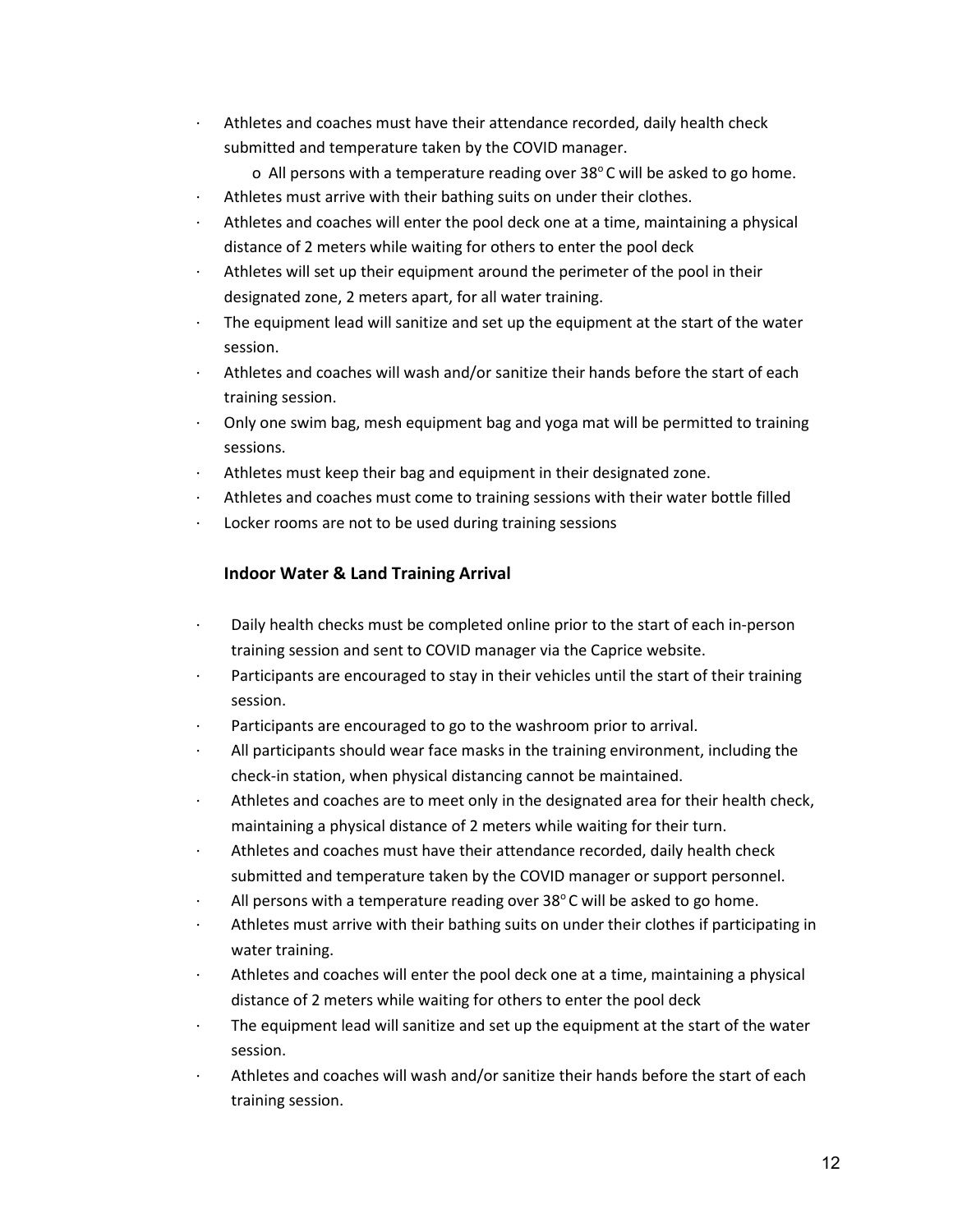- Athletes and coaches must have their attendance recorded, daily health check submitted and temperature taken by the COVID manager.
    - All persons with a temperature reading over 38° C will be asked to go home.
- Athletes must arrive with their bathing suits on under their clothes.
- Athletes and coaches will enter the pool deck one at a time, maintaining a physical distance of 2 meters while waiting for others to enter the pool deck
- Athletes will set up their equipment around the perimeter of the pool in their designated zone, 2 meters apart, for all water training.
- The equipment lead will sanitize and set up the equipment at the start of the water session.
- Athletes and coaches will wash and/or sanitize their hands before the start of each training session.
- Only one swim bag, mesh equipment bag and yoga mat will be permitted to training sessions.
- Athletes must keep their bag and equipment in their designated zone.
- Athletes and coaches must come to training sessions with their water bottle filled
- Locker rooms are not to be used during training sessions

**Indoor Water & Land Training Arrival**

- Daily health checks must be completed online prior to the start of each in-person training session and sent to COVID manager via the Caprice website.
- Participants are encouraged to stay in their vehicles until the start of their training session.
- Participants are encouraged to go to the washroom prior to arrival.
- All participants should wear face masks in the training environment, including the check-in station, when physical distancing cannot be maintained.
- Athletes and coaches are to meet only in the designated area for their health check, maintaining a physical distance of 2 meters while waiting for their turn.
- Athletes and coaches must have their attendance recorded, daily health check submitted and temperature taken by the COVID manager or support personnel.
- All persons with a temperature reading over 38° C will be asked to go home.
- Athletes must arrive with their bathing suits on under their clothes if participating in water training.
- Athletes and coaches will enter the pool deck one at a time, maintaining a physical distance of 2 meters while waiting for others to enter the pool deck
- The equipment lead will sanitize and set up the equipment at the start of the water session.
- Athletes and coaches will wash and/or sanitize their hands before the start of each training session.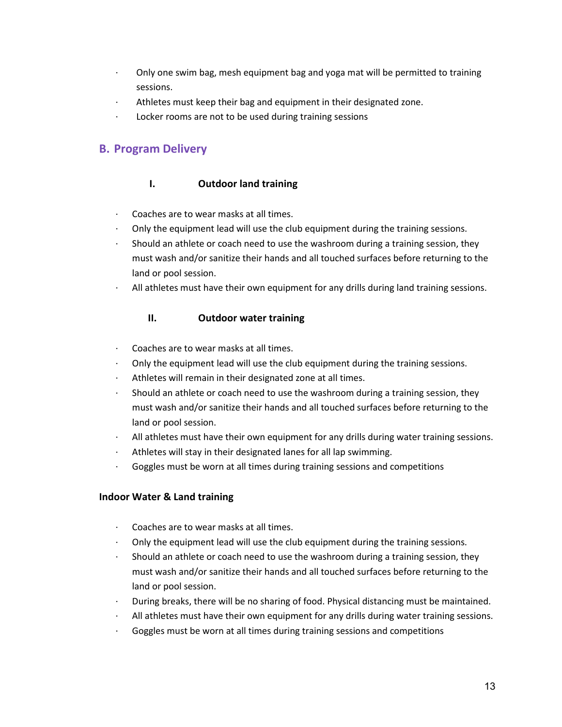- Only one swim bag, mesh equipment bag and yoga mat will be permitted to training sessions.
- Athletes must keep their bag and equipment in their designated zone.
- Locker rooms are not to be used during training sessions

## B. Program Delivery

### I. Outdoor land training

- Coaches are to wear masks at all times.
- Only the equipment lead will use the club equipment during the training sessions.
- Should an athlete or coach need to use the washroom during a training session, they must wash and/or sanitize their hands and all touched surfaces before returning to the land or pool session.
- All athletes must have their own equipment for any drills during land training sessions.

### II. Outdoor water training

- Coaches are to wear masks at all times.
- Only the equipment lead will use the club equipment during the training sessions.
- Athletes will remain in their designated zone at all times.
- Should an athlete or coach need to use the washroom during a training session, they must wash and/or sanitize their hands and all touched surfaces before returning to the land or pool session.
- All athletes must have their own equipment for any drills during water training sessions.
- Athletes will stay in their designated lanes for all lap swimming.
- Goggles must be worn at all times during training sessions and competitions

### Indoor Water & Land training

- Coaches are to wear masks at all times.
- Only the equipment lead will use the club equipment during the training sessions.
- Should an athlete or coach need to use the washroom during a training session, they must wash and/or sanitize their hands and all touched surfaces before returning to the land or pool session.
- During breaks, there will be no sharing of food. Physical distancing must be maintained.
- All athletes must have their own equipment for any drills during water training sessions.
- Goggles must be worn at all times during training sessions and competitions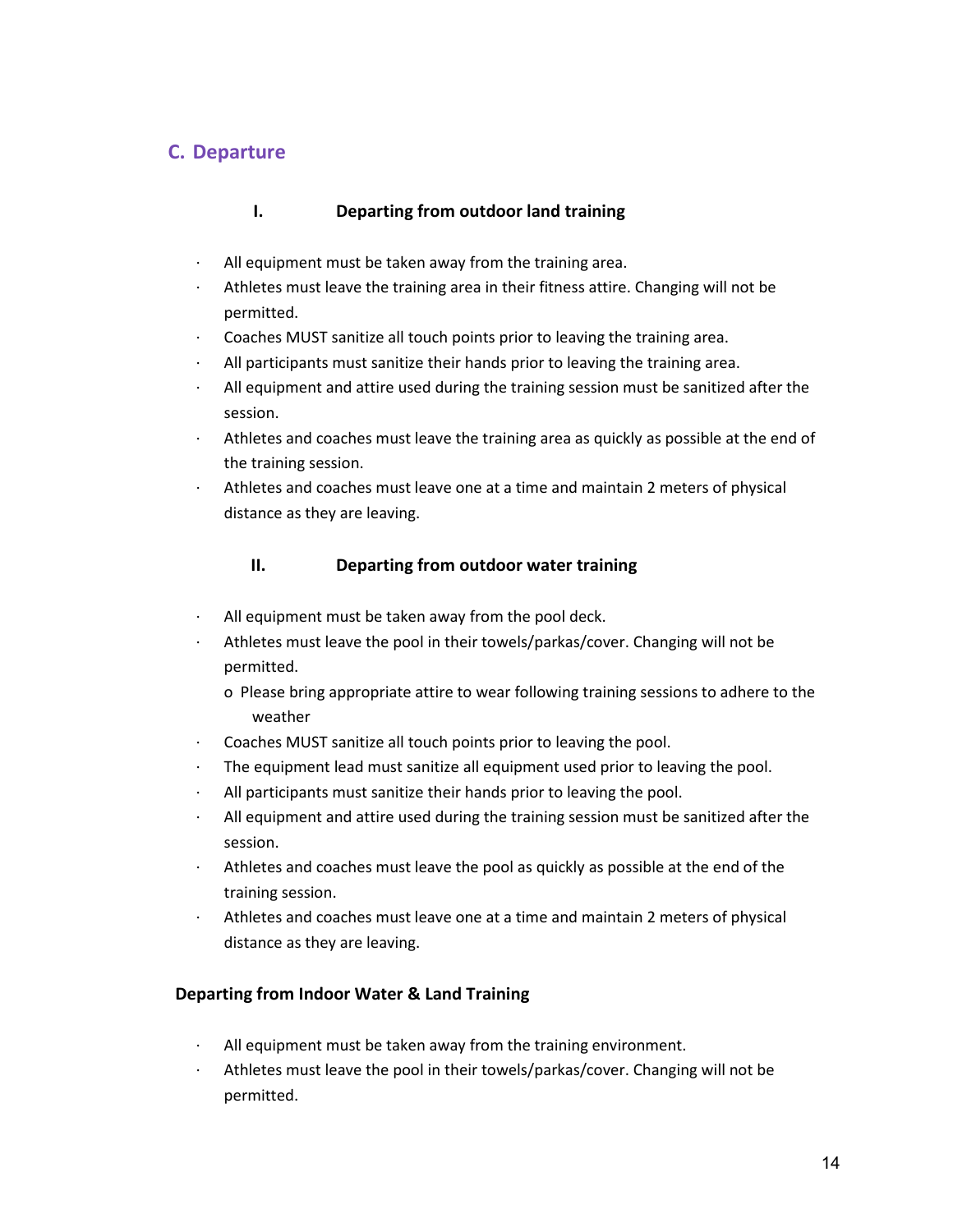## C. Departure

### I. Departing from outdoor land training

- All equipment must be taken away from the training area.
- Athletes must leave the training area in their fitness attire. Changing will not be permitted.
- Coaches MUST sanitize all touch points prior to leaving the training area.
- All participants must sanitize their hands prior to leaving the training area.
- All equipment and attire used during the training session must be sanitized after the session.
- Athletes and coaches must leave the training area as quickly as possible at the end of the training session.
- Athletes and coaches must leave one at a time and maintain 2 meters of physical distance as they are leaving.

### II. Departing from outdoor water training

- All equipment must be taken away from the pool deck.
- Athletes must leave the pool in their towels/parkas/cover. Changing will not be permitted.
  - Please bring appropriate attire to wear following training sessions to adhere to the weather
- Coaches MUST sanitize all touch points prior to leaving the pool.
- The equipment lead must sanitize all equipment used prior to leaving the pool.
- All participants must sanitize their hands prior to leaving the pool.
- All equipment and attire used during the training session must be sanitized after the session.
- Athletes and coaches must leave the pool as quickly as possible at the end of the training session.
- Athletes and coaches must leave one at a time and maintain 2 meters of physical distance as they are leaving.

### Departing from Indoor Water & Land Training

- All equipment must be taken away from the training environment.
- Athletes must leave the pool in their towels/parkas/cover. Changing will not be permitted.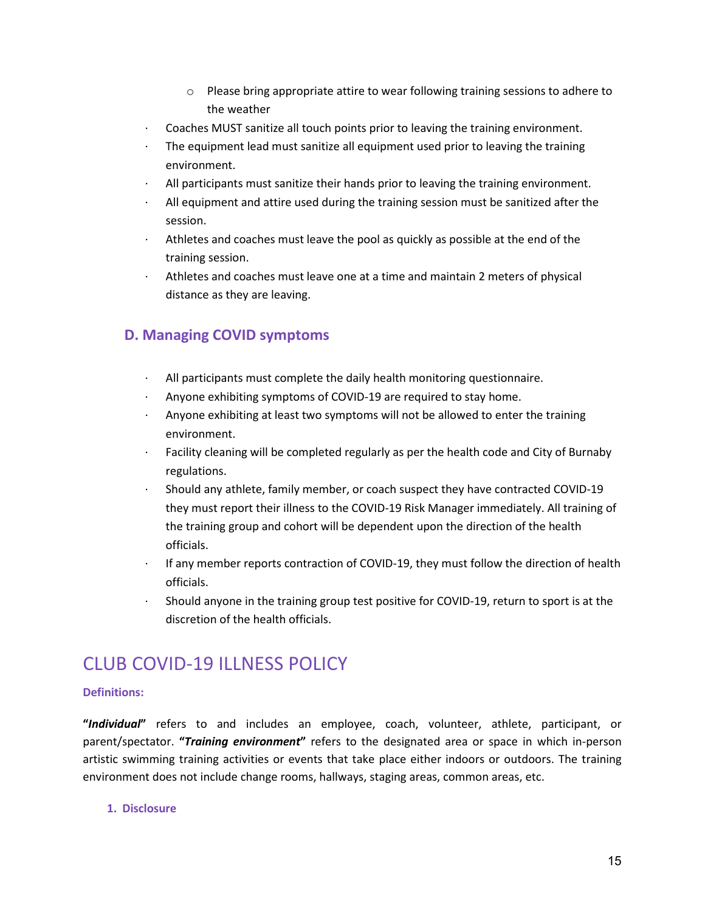- Please bring appropriate attire to wear following training sessions to adhere to the weather

- Coaches MUST sanitize all touch points prior to leaving the training environment.
- The equipment lead must sanitize all equipment used prior to leaving the training environment.
- All participants must sanitize their hands prior to leaving the training environment.
- All equipment and attire used during the training session must be sanitized after the session.
- Athletes and coaches must leave the pool as quickly as possible at the end of the training session.
- Athletes and coaches must leave one at a time and maintain 2 meters of physical distance as they are leaving.

### D. Managing COVID symptoms

- All participants must complete the daily health monitoring questionnaire.
- Anyone exhibiting symptoms of COVID-19 are required to stay home.
- Anyone exhibiting at least two symptoms will not be allowed to enter the training environment.
- Facility cleaning will be completed regularly as per the health code and City of Burnaby regulations.
- Should any athlete, family member, or coach suspect they have contracted COVID-19 they must report their illness to the COVID-19 Risk Manager immediately. All training of the training group and cohort will be dependent upon the direction of the health officials.
- If any member reports contraction of COVID-19, they must follow the direction of health officials.
- Should anyone in the training group test positive for COVID-19, return to sport is at the discretion of the health officials.

## CLUB COVID-19 ILLNESS POLICY

**Definitions:**

**"*Individual*"** refers to and includes an employee, coach, volunteer, athlete, participant, or parent/spectator. **"*Training environment*"** refers to the designated area or space in which in-person artistic swimming training activities or events that take place either indoors or outdoors. The training environment does not include change rooms, hallways, staging areas, common areas, etc.

**1. Disclosure**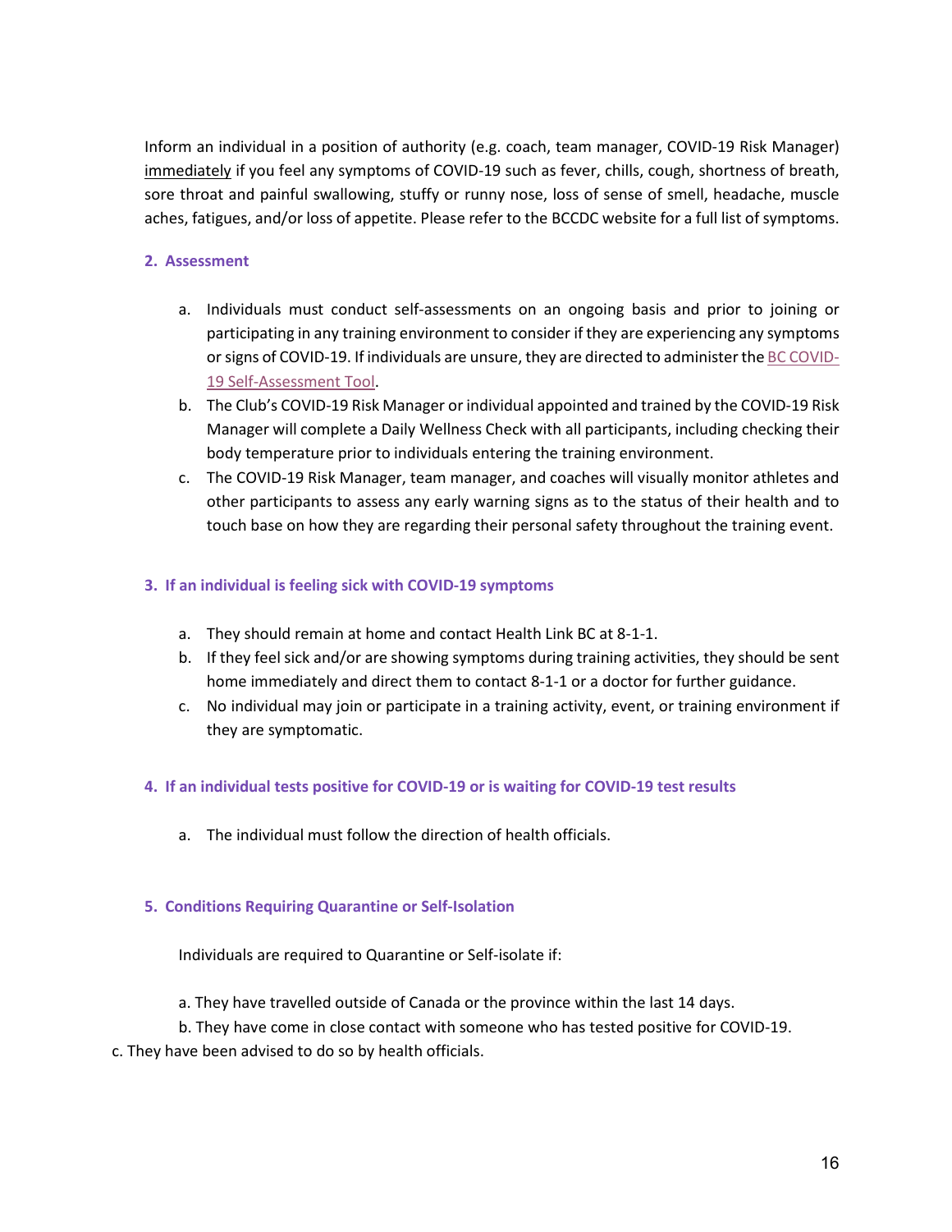Inform an individual in a position of authority (e.g. coach, team manager, COVID-19 Risk Manager) immediately if you feel any symptoms of COVID-19 such as fever, chills, cough, shortness of breath, sore throat and painful swallowing, stuffy or runny nose, loss of sense of smell, headache, muscle aches, fatigues, and/or loss of appetite. Please refer to the BCCDC website for a full list of symptoms.

### 2. Assessment

a. Individuals must conduct self-assessments on an ongoing basis and prior to joining or participating in any training environment to consider if they are experiencing any symptoms or signs of COVID-19. If individuals are unsure, they are directed to administer the BC COVID-19 Self-Assessment Tool.
b. The Club's COVID-19 Risk Manager or individual appointed and trained by the COVID-19 Risk Manager will complete a Daily Wellness Check with all participants, including checking their body temperature prior to individuals entering the training environment.
c. The COVID-19 Risk Manager, team manager, and coaches will visually monitor athletes and other participants to assess any early warning signs as to the status of their health and to touch base on how they are regarding their personal safety throughout the training event.

### 3. If an individual is feeling sick with COVID-19 symptoms

a. They should remain at home and contact Health Link BC at 8-1-1.
b. If they feel sick and/or are showing symptoms during training activities, they should be sent home immediately and direct them to contact 8-1-1 or a doctor for further guidance.
c. No individual may join or participate in a training activity, event, or training environment if they are symptomatic.

### 4. If an individual tests positive for COVID-19 or is waiting for COVID-19 test results

a. The individual must follow the direction of health officials.

### 5. Conditions Requiring Quarantine or Self-Isolation

Individuals are required to Quarantine or Self-isolate if:

a. They have travelled outside of Canada or the province within the last 14 days.
b. They have come in close contact with someone who has tested positive for COVID-19.
c. They have been advised to do so by health officials.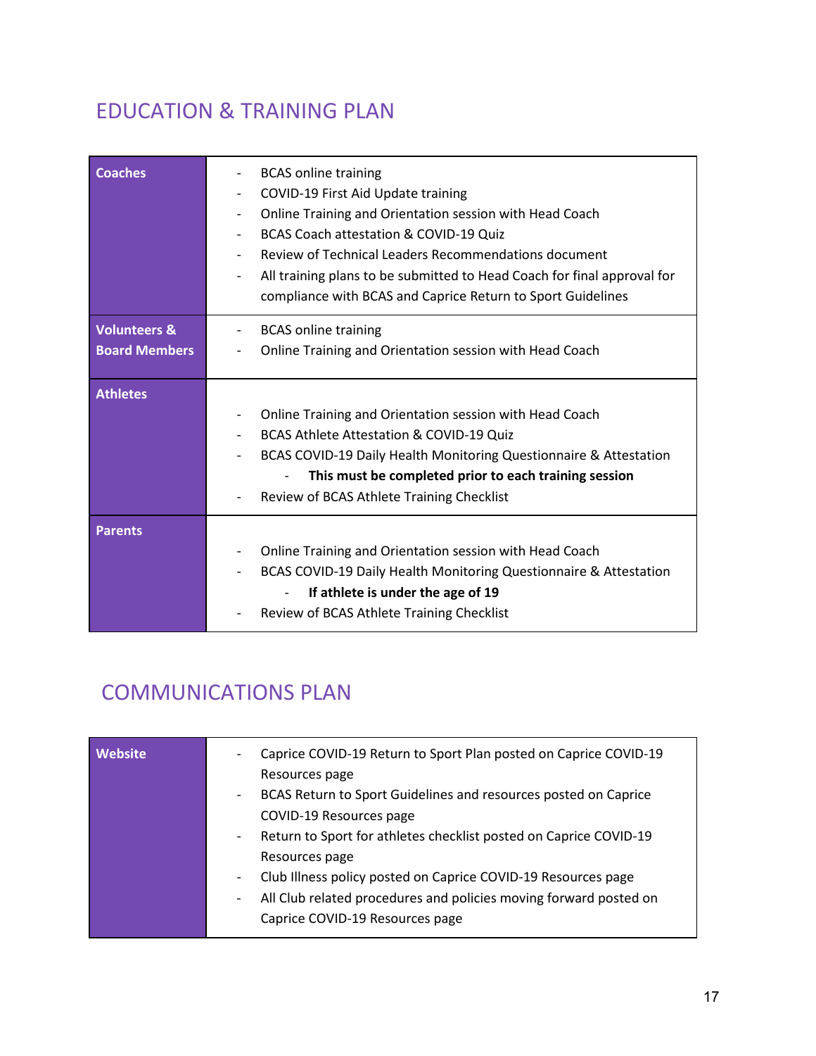## EDUCATION & TRAINING PLAN

| | |
|---|---|
| **Coaches** | - BCAS online training<br>- COVID-19 First Aid Update training<br>- Online Training and Orientation session with Head Coach<br>- BCAS Coach attestation & COVID-19 Quiz<br>- Review of Technical Leaders Recommendations document<br>- All training plans to be submitted to Head Coach for final approval for compliance with BCAS and Caprice Return to Sport Guidelines |
| **Volunteers & Board Members** | - BCAS online training<br>- Online Training and Orientation session with Head Coach |
| **Athletes** | - Online Training and Orientation session with Head Coach<br>- BCAS Athlete Attestation & COVID-19 Quiz<br>- BCAS COVID-19 Daily Health Monitoring Questionnaire & Attestation<br>&nbsp;&nbsp;&nbsp;&nbsp;- **This must be completed prior to each training session**<br>- Review of BCAS Athlete Training Checklist |
| **Parents** | - Online Training and Orientation session with Head Coach<br>- BCAS COVID-19 Daily Health Monitoring Questionnaire & Attestation<br>&nbsp;&nbsp;&nbsp;&nbsp;- **If athlete is under the age of 19**<br>- Review of BCAS Athlete Training Checklist |

## COMMUNICATIONS PLAN

| | |
|---|---|
| **Website** | - Caprice COVID-19 Return to Sport Plan posted on Caprice COVID-19 Resources page<br>- BCAS Return to Sport Guidelines and resources posted on Caprice COVID-19 Resources page<br>- Return to Sport for athletes checklist posted on Caprice COVID-19 Resources page<br>- Club Illness policy posted on Caprice COVID-19 Resources page<br>- All Club related procedures and policies moving forward posted on Caprice COVID-19 Resources page |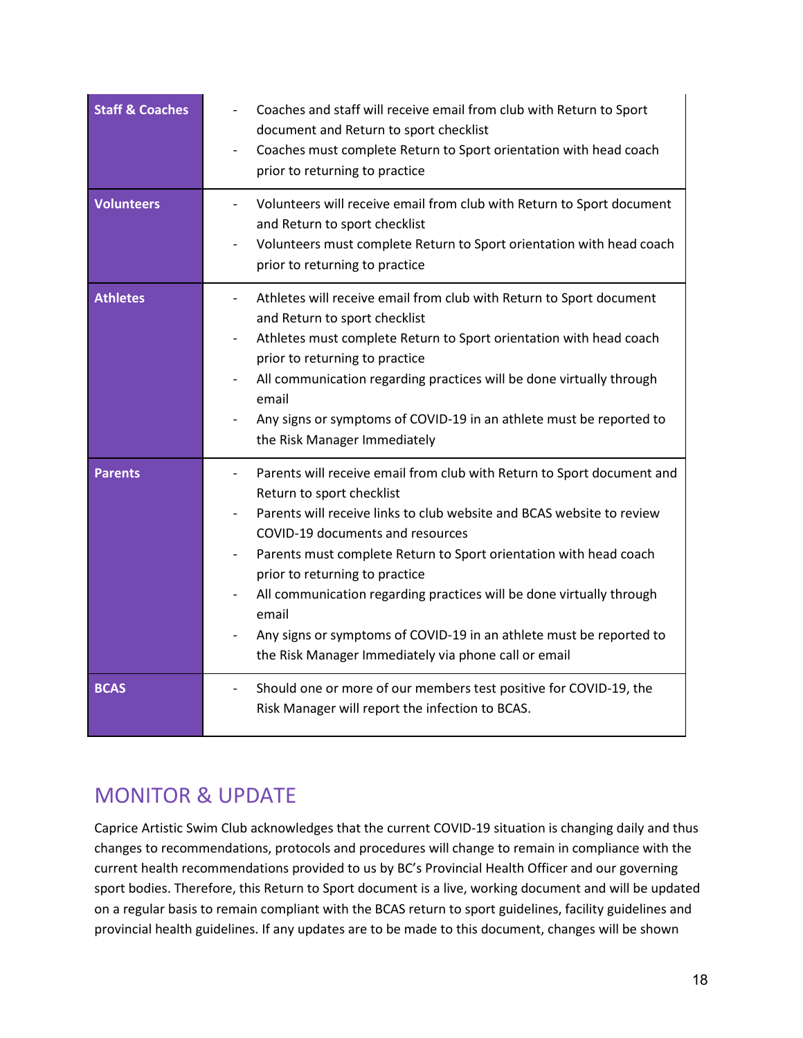| | |
|---|---|
| **Staff & Coaches** | - Coaches and staff will receive email from club with Return to Sport document and Return to sport checklist<br>- Coaches must complete Return to Sport orientation with head coach prior to returning to practice |
| **Volunteers** | - Volunteers will receive email from club with Return to Sport document and Return to sport checklist<br>- Volunteers must complete Return to Sport orientation with head coach prior to returning to practice |
| **Athletes** | - Athletes will receive email from club with Return to Sport document and Return to sport checklist<br>- Athletes must complete Return to Sport orientation with head coach prior to returning to practice<br>- All communication regarding practices will be done virtually through email<br>- Any signs or symptoms of COVID-19 in an athlete must be reported to the Risk Manager Immediately |
| **Parents** | - Parents will receive email from club with Return to Sport document and Return to sport checklist<br>- Parents will receive links to club website and BCAS website to review COVID-19 documents and resources<br>- Parents must complete Return to Sport orientation with head coach prior to returning to practice<br>- All communication regarding practices will be done virtually through email<br>- Any signs or symptoms of COVID-19 in an athlete must be reported to the Risk Manager Immediately via phone call or email |
| **BCAS** | - Should one or more of our members test positive for COVID-19, the Risk Manager will report the infection to BCAS. |

## MONITOR & UPDATE

Caprice Artistic Swim Club acknowledges that the current COVID-19 situation is changing daily and thus changes to recommendations, protocols and procedures will change to remain in compliance with the current health recommendations provided to us by BC's Provincial Health Officer and our governing sport bodies. Therefore, this Return to Sport document is a live, working document and will be updated on a regular basis to remain compliant with the BCAS return to sport guidelines, facility guidelines and provincial health guidelines. If any updates are to be made to this document, changes will be shown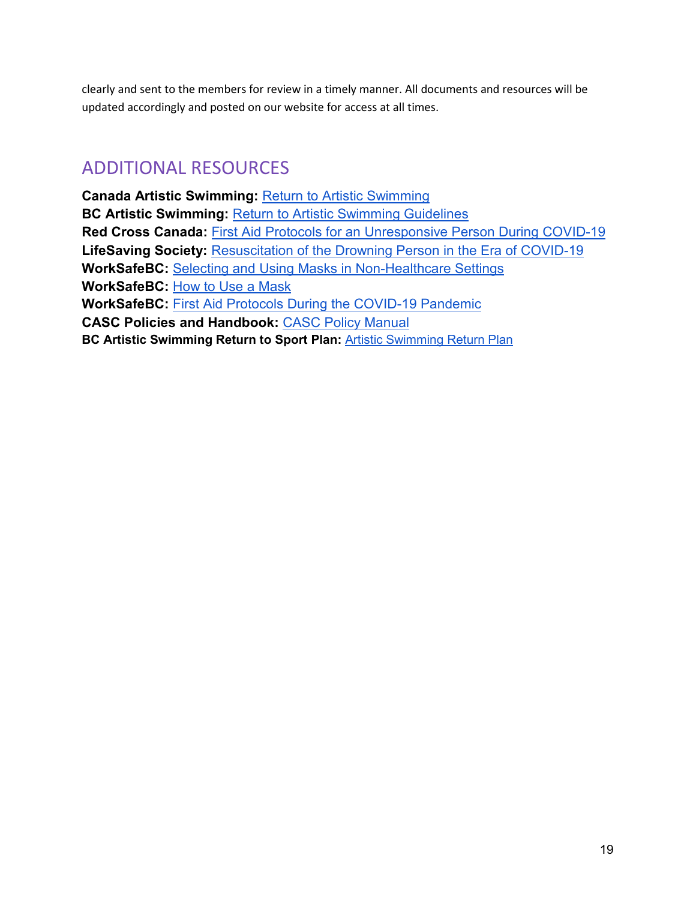clearly and sent to the members for review in a timely manner. All documents and resources will be updated accordingly and posted on our website for access at all times.

## ADDITIONAL RESOURCES

**Canada Artistic Swimming:** Return to Artistic Swimming
**BC Artistic Swimming:** Return to Artistic Swimming Guidelines
**Red Cross Canada:** First Aid Protocols for an Unresponsive Person During COVID-19
**LifeSaving Society:** Resuscitation of the Drowning Person in the Era of COVID-19
**WorkSafeBC:** Selecting and Using Masks in Non-Healthcare Settings
**WorkSafeBC:** How to Use a Mask
**WorkSafeBC:** First Aid Protocols During the COVID-19 Pandemic
**CASC Policies and Handbook:** CASC Policy Manual
**BC Artistic Swimming Return to Sport Plan:** Artistic Swimming Return Plan